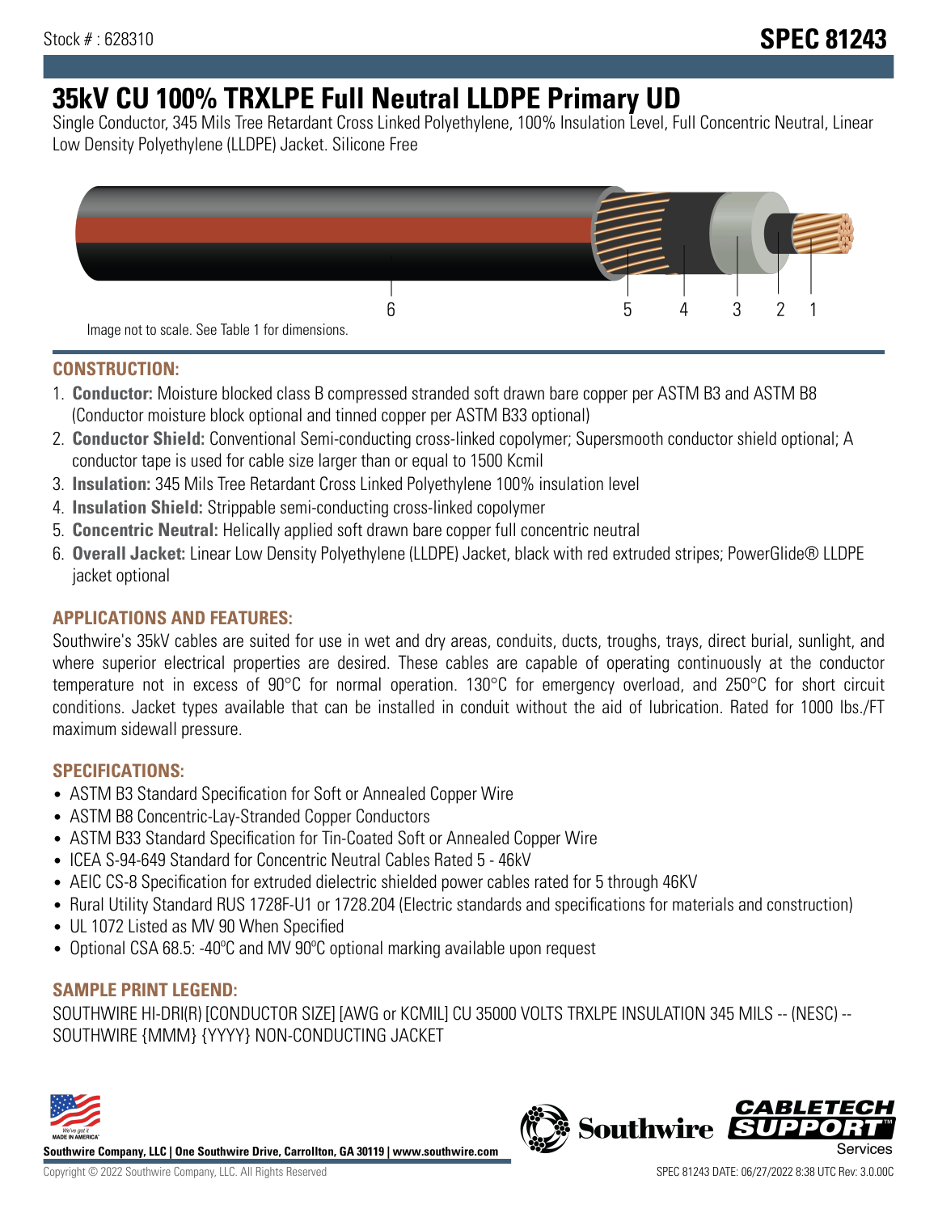Stock # : 628310

# SPEC 81243

# 35kV CU 100% TRXLPE Full Neutral LLDPE Primary UD

Single Conductor, 345 Mils Tree Retardant Cross Linked Polyethylene, 100% Insulation Level, Full Concentric Neutral, Linear Low Density Polyethylene (LLDPE) Jacket. Silicone Free

Image not to scale. See Table 1 for dimensions.

## CONSTRUCTION:

1. **Conductor:** Moisture blocked class B compressed stranded soft drawn bare copper per ASTM B3 and ASTM B8 (Conductor moisture block optional and tinned copper per ASTM B33 optional)
2. **Conductor Shield:** Conventional Semi-conducting cross-linked copolymer; Supersmooth conductor shield optional; A conductor tape is used for cable size larger than or equal to 1500 Kcmil
3. **Insulation:** 345 Mils Tree Retardant Cross Linked Polyethylene 100% insulation level
4. **Insulation Shield:** Strippable semi-conducting cross-linked copolymer
5. **Concentric Neutral:** Helically applied soft drawn bare copper full concentric neutral
6. **Overall Jacket:** Linear Low Density Polyethylene (LLDPE) Jacket, black with red extruded stripes; PowerGlide® LLDPE jacket optional

## APPLICATIONS AND FEATURES:

Southwire's 35kV cables are suited for use in wet and dry areas, conduits, ducts, troughs, trays, direct burial, sunlight, and where superior electrical properties are desired. These cables are capable of operating continuously at the conductor temperature not in excess of 90°C for normal operation. 130°C for emergency overload, and 250°C for short circuit conditions. Jacket types available that can be installed in conduit without the aid of lubrication. Rated for 1000 lbs./FT maximum sidewall pressure.

## SPECIFICATIONS:

- ASTM B3 Standard Specification for Soft or Annealed Copper Wire
- ASTM B8 Concentric-Lay-Stranded Copper Conductors
- ASTM B33 Standard Specification for Tin-Coated Soft or Annealed Copper Wire
- ICEA S-94-649 Standard for Concentric Neutral Cables Rated 5 - 46kV
- AEIC CS-8 Specification for extruded dielectric shielded power cables rated for 5 through 46KV
- Rural Utility Standard RUS 1728F-U1 or 1728.204 (Electric standards and specifications for materials and construction)
- UL 1072 Listed as MV 90 When Specified
- Optional CSA 68.5: -40ºC and MV 90ºC optional marking available upon request

## SAMPLE PRINT LEGEND:

SOUTHWIRE HI-DRI(R) [CONDUCTOR SIZE] [AWG or KCMIL] CU 35000 VOLTS TRXLPE INSULATION 345 MILS -- (NESC) -- SOUTHWIRE {MMM} {YYYY} NON-CONDUCTING JACKET

**Southwire Company, LLC | One Southwire Drive, Carrollton, GA 30119 | www.southwire.com**

Copyright © 2022 Southwire Company, LLC. All Rights Reserved

SPEC 81243 DATE: 06/27/2022 8:38 UTC Rev: 3.0.00C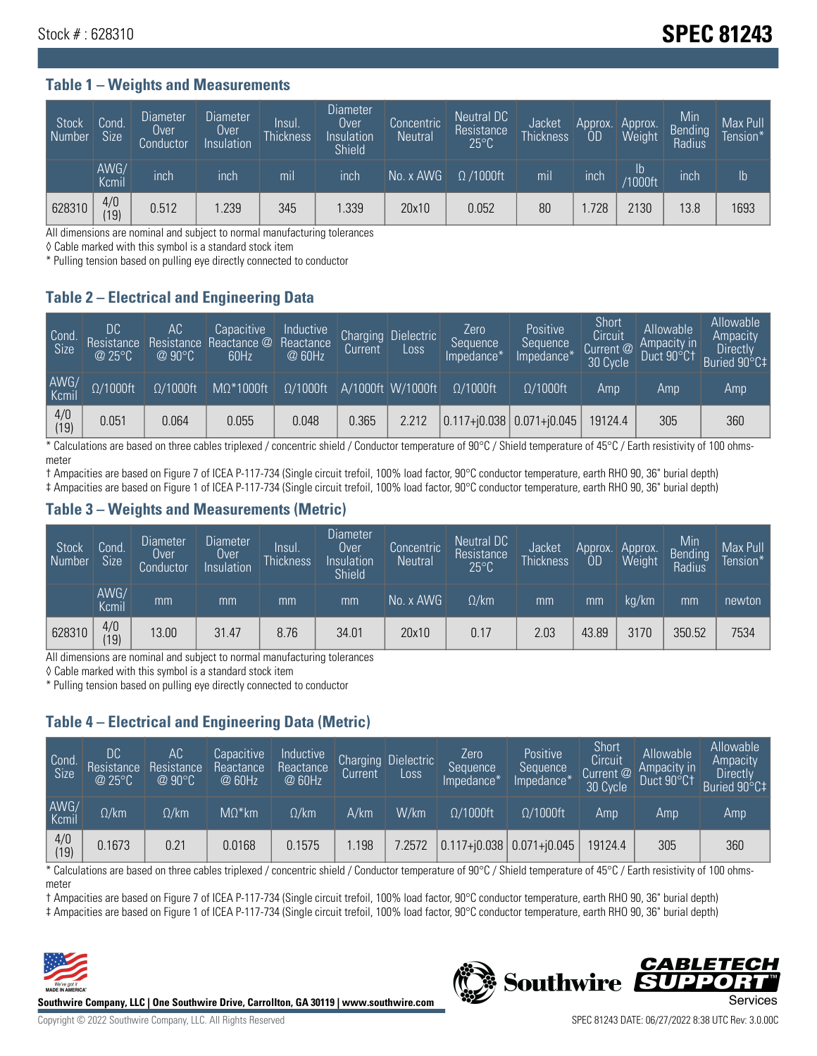Stock # : 628310

# SPEC 81243

## Table 1 – Weights and Measurements

| Stock Number | Cond. Size | Diameter Over Conductor | Diameter Over Insulation | Insul. Thickness | Diameter Over Insulation Shield | Concentric Neutral | Neutral DC Resistance 25°C | Jacket Thickness | Approx. OD | Approx. Weight | Min Bending Radius | Max Pull Tension* |
|---|---|---|---|---|---|---|---|---|---|---|---|---|
| | AWG/ Kcmil | inch | inch | mil | inch | No. x AWG | Ω /1000ft | mil | inch | lb /1000ft | inch | lb |
| 628310 | 4/0 (19) | 0.512 | 1.239 | 345 | 1.339 | 20x10 | 0.052 | 80 | 1.728 | 2130 | 13.8 | 1693 |

All dimensions are nominal and subject to normal manufacturing tolerances

◊ Cable marked with this symbol is a standard stock item

* Pulling tension based on pulling eye directly connected to conductor

## Table 2 – Electrical and Engineering Data

| Cond. Size | DC Resistance @ 25°C | AC Resistance @ 90°C | Capacitive Reactance @ 60Hz | Inductive Reactance @ 60Hz | Charging Current | Dielectric Loss | Zero Sequence Impedance* | Positive Sequence Impedance* | Short Circuit Current @ 30 Cycle | Allowable Ampacity in Duct 90°C† | Allowable Ampacity Directly Buried 90°C‡ |
|---|---|---|---|---|---|---|---|---|---|---|---|
| AWG/ Kcmil | Ω/1000ft | Ω/1000ft | MΩ*1000ft | Ω/1000ft | A/1000ft | W/1000ft | Ω/1000ft | Ω/1000ft | Amp | Amp | Amp |
| 4/0 (19) | 0.051 | 0.064 | 0.055 | 0.048 | 0.365 | 2.212 | 0.117+j0.038 | 0.071+j0.045 | 19124.4 | 305 | 360 |

* Calculations are based on three cables triplexed / concentric shield / Conductor temperature of 90°C / Shield temperature of 45°C / Earth resistivity of 100 ohms-meter

† Ampacities are based on Figure 7 of ICEA P-117-734 (Single circuit trefoil, 100% load factor, 90°C conductor temperature, earth RHO 90, 36" burial depth)

‡ Ampacities are based on Figure 1 of ICEA P-117-734 (Single circuit trefoil, 100% load factor, 90°C conductor temperature, earth RHO 90, 36" burial depth)

## Table 3 – Weights and Measurements (Metric)

| Stock Number | Cond. Size | Diameter Over Conductor | Diameter Over Insulation | Insul. Thickness | Diameter Over Insulation Shield | Concentric Neutral | Neutral DC Resistance 25°C | Jacket Thickness | Approx. OD | Approx. Weight | Min Bending Radius | Max Pull Tension* |
|---|---|---|---|---|---|---|---|---|---|---|---|---|
| | AWG/ Kcmil | mm | mm | mm | mm | No. x AWG | Ω/km | mm | mm | kg/km | mm | newton |
| 628310 | 4/0 (19) | 13.00 | 31.47 | 8.76 | 34.01 | 20x10 | 0.17 | 2.03 | 43.89 | 3170 | 350.52 | 7534 |

All dimensions are nominal and subject to normal manufacturing tolerances

◊ Cable marked with this symbol is a standard stock item

* Pulling tension based on pulling eye directly connected to conductor

## Table 4 – Electrical and Engineering Data (Metric)

| Cond. Size | DC Resistance @ 25°C | AC Resistance @ 90°C | Capacitive Reactance @ 60Hz | Inductive Reactance @ 60Hz | Charging Current | Dielectric Loss | Zero Sequence Impedance* | Positive Sequence Impedance* | Short Circuit Current @ 30 Cycle | Allowable Ampacity in Duct 90°C† | Allowable Ampacity Directly Buried 90°C‡ |
|---|---|---|---|---|---|---|---|---|---|---|---|
| AWG/ Kcmil | Ω/km | Ω/km | MΩ*km | Ω/km | A/km | W/km | Ω/1000ft | Ω/1000ft | Amp | Amp | Amp |
| 4/0 (19) | 0.1673 | 0.21 | 0.0168 | 0.1575 | 1.198 | 7.2572 | 0.117+j0.038 | 0.071+j0.045 | 19124.4 | 305 | 360 |

* Calculations are based on three cables triplexed / concentric shield / Conductor temperature of 90°C / Shield temperature of 45°C / Earth resistivity of 100 ohms-meter

† Ampacities are based on Figure 7 of ICEA P-117-734 (Single circuit trefoil, 100% load factor, 90°C conductor temperature, earth RHO 90, 36" burial depth)

‡ Ampacities are based on Figure 1 of ICEA P-117-734 (Single circuit trefoil, 100% load factor, 90°C conductor temperature, earth RHO 90, 36" burial depth)

Southwire Company, LLC | One Southwire Drive, Carrollton, GA 30119 | www.southwire.com

Copyright © 2022 Southwire Company, LLC. All Rights Reserved

SPEC 81243 DATE: 06/27/2022 8:38 UTC Rev: 3.0.00C